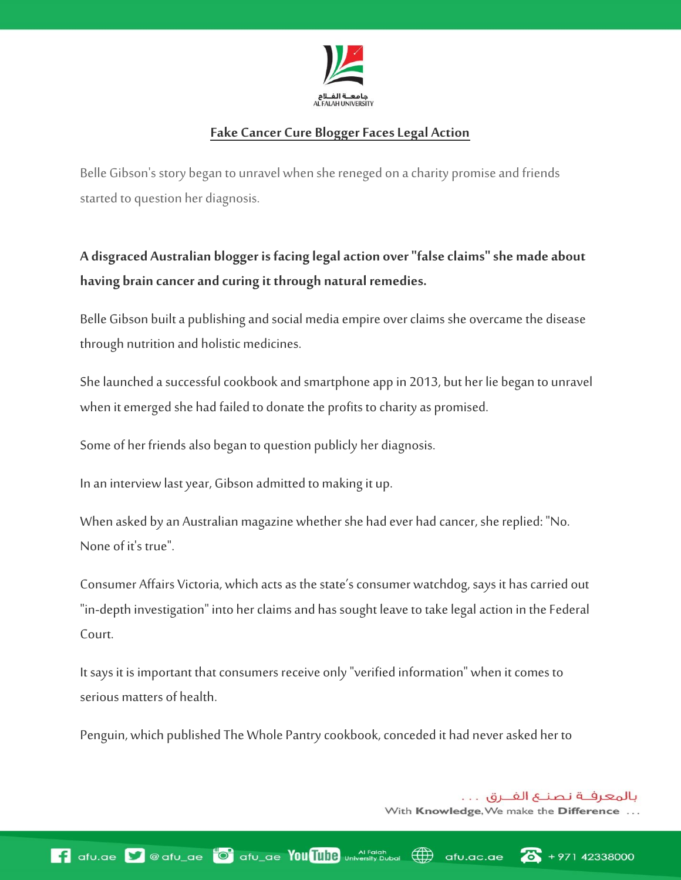## Fake Cancer Cure Blogger Faces Legal Action

Belle Gibson's story began to unravel when she reneged on a charity promise and friends started to question her diagnosis.

**A disgraced Australian blogger is facing legal action over "false claims" she made about having brain cancer and curing it through natural remedies.**

Belle Gibson built a publishing and social media empire over claims she overcame the disease through nutrition and holistic medicines.

She launched a successful cookbook and smartphone app in 2013, but her lie began to unravel when it emerged she had failed to donate the profits to charity as promised.

Some of her friends also began to question publicly her diagnosis.

In an interview last year, Gibson admitted to making it up.

When asked by an Australian magazine whether she had ever had cancer, she replied: "No. None of it's true".

Consumer Affairs Victoria, which acts as the state's consumer watchdog, says it has carried out "in-depth investigation" into her claims and has sought leave to take legal action in the Federal Court.

It says it is important that consumers receive only "verified information" when it comes to serious matters of health.

Penguin, which published The Whole Pantry cookbook, conceded it had never asked her to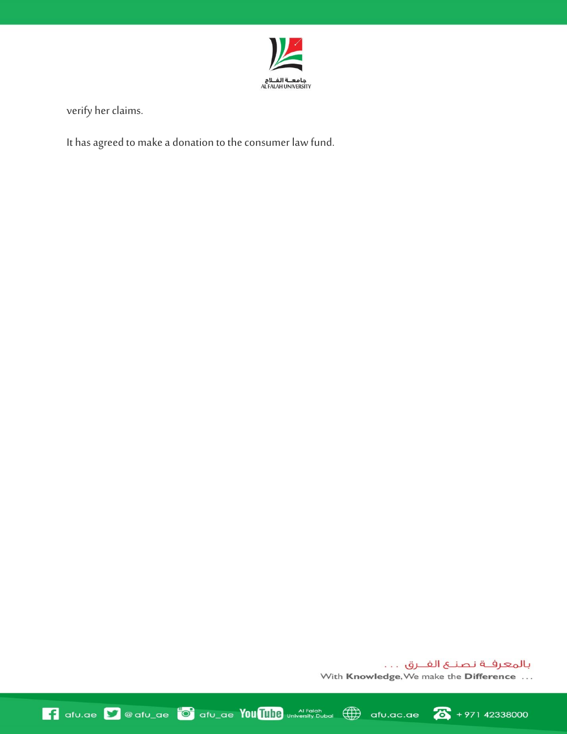verify her claims.

It has agreed to make a donation to the consumer law fund.